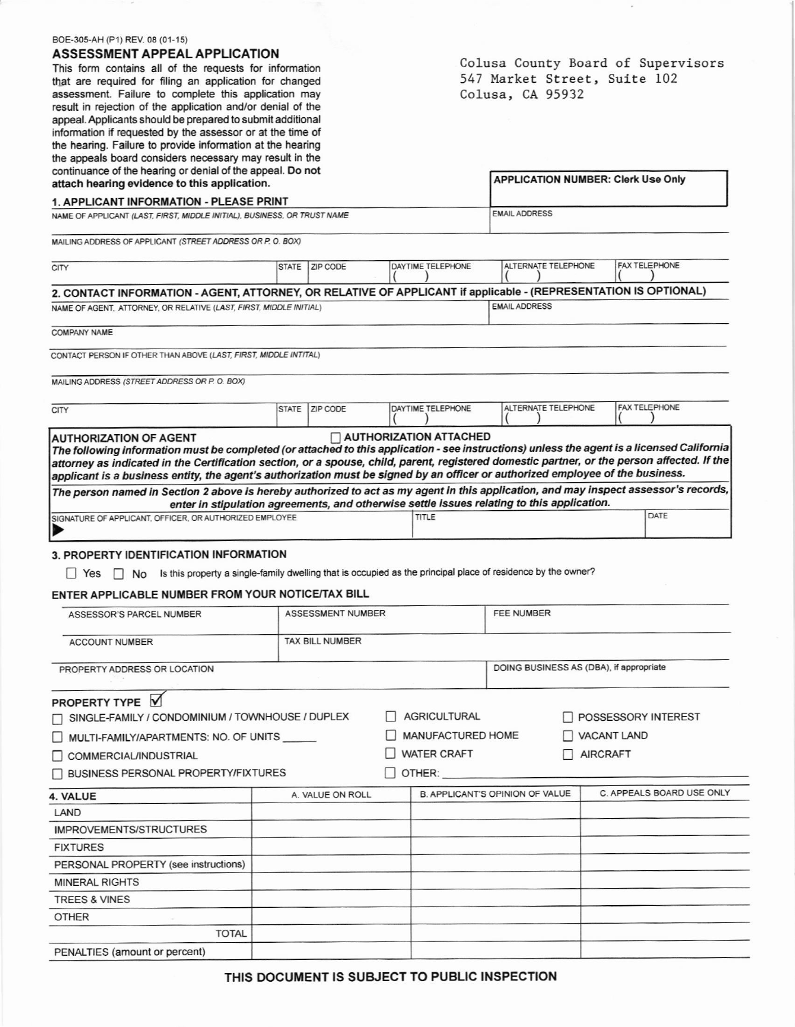BOE-305-AH (P1) REV. 08 (01-15)

## ASSESSMENT APPEAL APPLICATION

This form contains all of the requests for information that are required for filing an application for changed assessment. Failure to complete this application may result in rejection of the application and/or denial of the appeal. Applicants should be prepared to submit additional information if requested by the assessor or at the time of the hearing. Failure to provide information at the hearing the appeals board considers necessary may result in the continuance of the hearing or denial of the appeal. **Do not attach hearing evidence to this application.**

Colusa County Board of Supervisors
547 Market Street, Suite 102
Colusa, CA 95932

**APPLICATION NUMBER: Clerk Use Only**

### 1. APPLICANT INFORMATION - PLEASE PRINT

| NAME OF APPLICANT *(LAST, FIRST, MIDDLE INITIAL), BUSINESS, OR TRUST NAME* | | | | | EMAIL ADDRESS |
|---|---|---|---|---|---|
| MAILING ADDRESS OF APPLICANT *(STREET ADDRESS OR P. O. BOX)* | | | | | |
| CITY | STATE | ZIP CODE | DAYTIME TELEPHONE ( ) | ALTERNATE TELEPHONE ( ) | FAX TELEPHONE ( ) |

### 2. CONTACT INFORMATION - AGENT, ATTORNEY, OR RELATIVE OF APPLICANT if applicable - (REPRESENTATION IS OPTIONAL)

| NAME OF AGENT, ATTORNEY, OR RELATIVE *(LAST, FIRST, MIDDLE INITIAL)* | | | | | EMAIL ADDRESS |
|---|---|---|---|---|---|
| COMPANY NAME | | | | | |
| CONTACT PERSON IF OTHER THAN ABOVE *(LAST, FIRST, MIDDLE INITITAL)* | | | | | |
| MAILING ADDRESS *(STREET ADDRESS OR P. O. BOX)* | | | | | |
| CITY | STATE | ZIP CODE | DAYTIME TELEPHONE ( ) | ALTERNATE TELEPHONE ( ) | FAX TELEPHONE ( ) |

**AUTHORIZATION OF AGENT** ☐ **AUTHORIZATION ATTACHED**

***The following information must be completed (or attached to this application - see instructions) unless the agent is a licensed California attorney as indicated in the Certification section, or a spouse, child, parent, registered domestic partner, or the person affected. If the applicant is a business entity, the agent's authorization must be signed by an officer or authorized employee of the business.***

***The person named in Section 2 above is hereby authorized to act as my agent in this application, and may inspect assessor's records, enter in stipulation agreements, and otherwise settle issues relating to this application.***

| SIGNATURE OF APPLICANT, OFFICER, OR AUTHORIZED EMPLOYEE ▶ | TITLE | DATE |
|---|---|---|

### 3. PROPERTY IDENTIFICATION INFORMATION

☐ Yes ☐ No Is this property a single-family dwelling that is occupied as the principal place of residence by the owner?

**ENTER APPLICABLE NUMBER FROM YOUR NOTICE/TAX BILL**

| ASSESSOR'S PARCEL NUMBER | ASSESSMENT NUMBER | FEE NUMBER |
|---|---|---|
| ACCOUNT NUMBER | TAX BILL NUMBER | |
| PROPERTY ADDRESS OR LOCATION | | DOING BUSINESS AS (DBA), if appropriate |

**PROPERTY TYPE** ☑

- ☐ SINGLE-FAMILY / CONDOMINIUM / TOWNHOUSE / DUPLEX
- ☐ MULTI-FAMILY/APARTMENTS: NO. OF UNITS ______
- ☐ COMMERCIAL/INDUSTRIAL
- ☐ BUSINESS PERSONAL PROPERTY/FIXTURES
- ☐ AGRICULTURAL
- ☐ MANUFACTURED HOME
- ☐ WATER CRAFT
- ☐ OTHER: ______
- ☐ POSSESSORY INTEREST
- ☐ VACANT LAND
- ☐ AIRCRAFT

| 4. VALUE | A. VALUE ON ROLL | B. APPLICANT'S OPINION OF VALUE | C. APPEALS BOARD USE ONLY |
|---|---|---|---|
| LAND | | | |
| IMPROVEMENTS/STRUCTURES | | | |
| FIXTURES | | | |
| PERSONAL PROPERTY (see instructions) | | | |
| MINERAL RIGHTS | | | |
| TREES & VINES | | | |
| OTHER | | | |
| TOTAL | | | |
| PENALTIES (amount or percent) | | | |

**THIS DOCUMENT IS SUBJECT TO PUBLIC INSPECTION**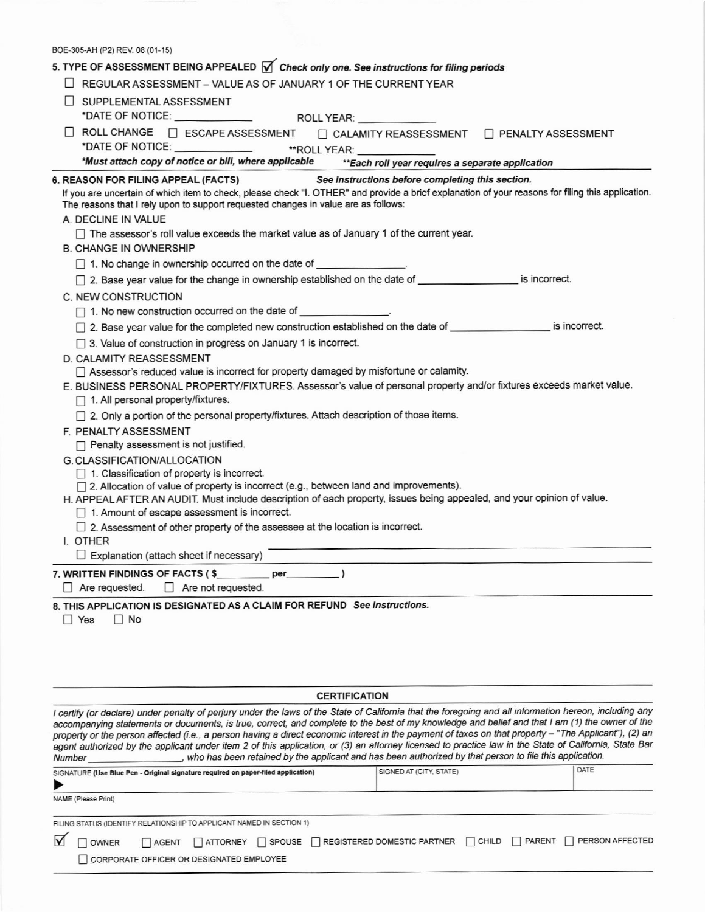BOE-305-AH (P2) REV. 08 (01-15)

**5. TYPE OF ASSESSMENT BEING APPEALED** ☑ ***Check only one. See instructions for filing periods***

☐ REGULAR ASSESSMENT – VALUE AS OF JANUARY 1 OF THE CURRENT YEAR

☐ SUPPLEMENTAL ASSESSMENT
*DATE OF NOTICE: ______________ ROLL YEAR: ______________

☐ ROLL CHANGE ☐ ESCAPE ASSESSMENT ☐ CALAMITY REASSESSMENT ☐ PENALTY ASSESSMENT
*DATE OF NOTICE: ______________ **ROLL YEAR: ______________

***Must attach copy of notice or bill, where applicable*** *****Each roll year requires a separate application***

**6. REASON FOR FILING APPEAL (FACTS)** ***See instructions before completing this section.***

If you are uncertain of which item to check, please check "I. OTHER" and provide a brief explanation of your reasons for filing this application. The reasons that I rely upon to support requested changes in value are as follows:

A. DECLINE IN VALUE
- ☐ The assessor's roll value exceeds the market value as of January 1 of the current year.

B. CHANGE IN OWNERSHIP
- ☐ 1. No change in ownership occurred on the date of ______________.
- ☐ 2. Base year value for the change in ownership established on the date of ______________ is incorrect.

C. NEW CONSTRUCTION
- ☐ 1. No new construction occurred on the date of ______________.
- ☐ 2. Base year value for the completed new construction established on the date of ______________ is incorrect.
- ☐ 3. Value of construction in progress on January 1 is incorrect.

D. CALAMITY REASSESSMENT
- ☐ Assessor's reduced value is incorrect for property damaged by misfortune or calamity.

E. BUSINESS PERSONAL PROPERTY/FIXTURES. Assessor's value of personal property and/or fixtures exceeds market value.
- ☐ 1. All personal property/fixtures.
- ☐ 2. Only a portion of the personal property/fixtures. Attach description of those items.

F. PENALTY ASSESSMENT
- ☐ Penalty assessment is not justified.

G. CLASSIFICATION/ALLOCATION
- ☐ 1. Classification of property is incorrect.
- ☐ 2. Allocation of value of property is incorrect (e.g., between land and improvements).

H. APPEAL AFTER AN AUDIT. Must include description of each property, issues being appealed, and your opinion of value.
- ☐ 1. Amount of escape assessment is incorrect.
- ☐ 2. Assessment of other property of the assessee at the location is incorrect.

I. OTHER
- ☐ Explanation (attach sheet if necessary) ______________

**7. WRITTEN FINDINGS OF FACTS ( $__________ per__________ )**

☐ Are requested. ☐ Are not requested.

**8. THIS APPLICATION IS DESIGNATED AS A CLAIM FOR REFUND** ***See instructions.***

☐ Yes ☐ No

**CERTIFICATION**

*I certify (or declare) under penalty of perjury under the laws of the State of California that the foregoing and all information hereon, including any accompanying statements or documents, is true, correct, and complete to the best of my knowledge and belief and that I am (1) the owner of the property or the person affected (i.e., a person having a direct economic interest in the payment of taxes on that property – "The Applicant"), (2) an agent authorized by the applicant under item 2 of this application, or (3) an attorney licensed to practice law in the State of California, State Bar Number ______________, who has been retained by the applicant and has been authorized by that person to file this application.*

| SIGNATURE (Use Blue Pen - Original signature required on paper-filed application) | SIGNED AT (CITY, STATE) | DATE |
|---|---|---|
| ▶ | | |

NAME (Please Print)

FILING STATUS (IDENTIFY RELATIONSHIP TO APPLICANT NAMED IN SECTION 1)

☑ ☐ OWNER ☐ AGENT ☐ ATTORNEY ☐ SPOUSE ☐ REGISTERED DOMESTIC PARTNER ☐ CHILD ☐ PARENT ☐ PERSON AFFECTED

☐ CORPORATE OFFICER OR DESIGNATED EMPLOYEE